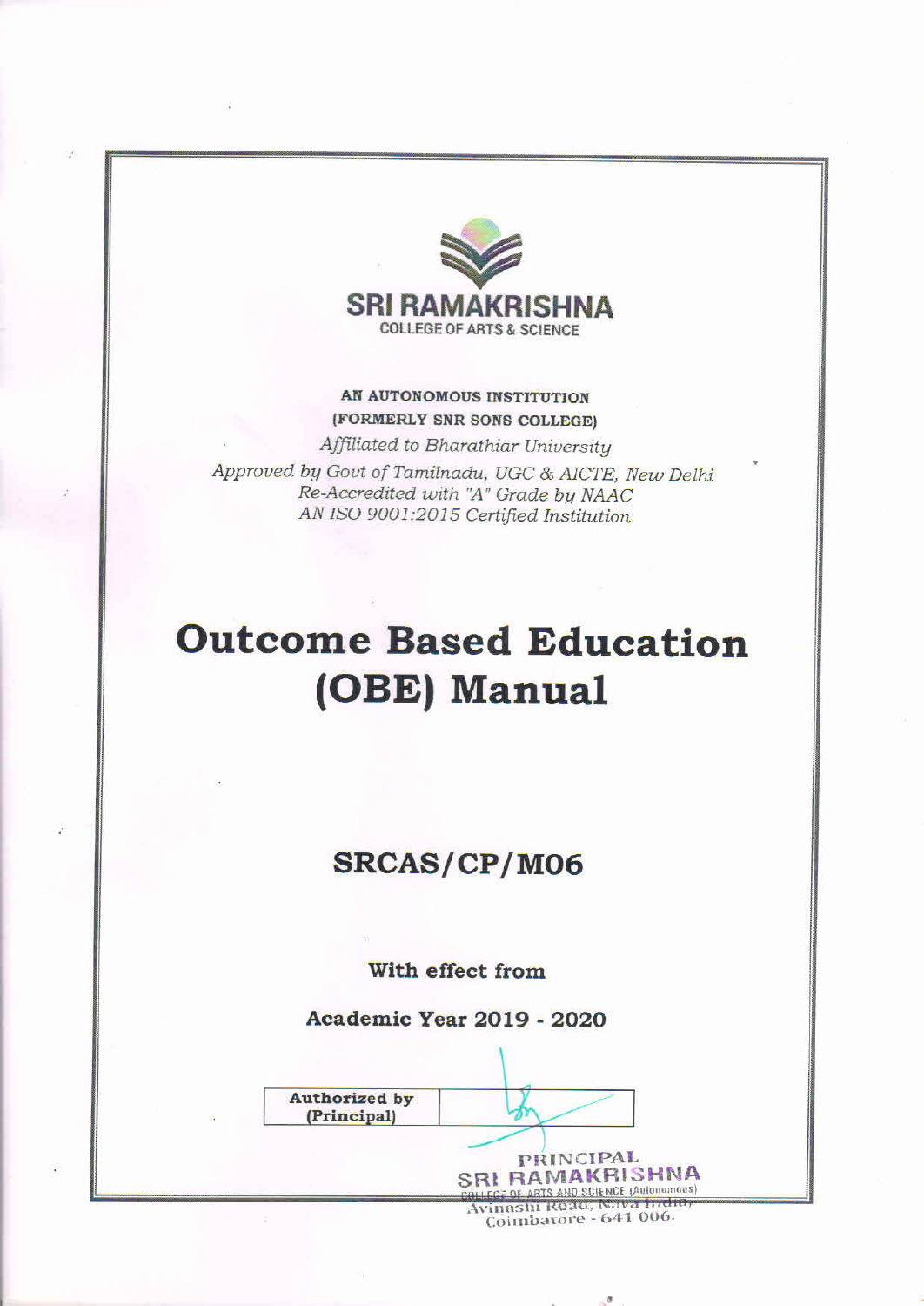SRI RAMAKRISHNA
COLLEGE OF ARTS & SCIENCE

**AN AUTONOMOUS INSTITUTION**
**(FORMERLY SNR SONS COLLEGE)**
*Affiliated to Bharathiar University*
*Approved by Govt of Tamilnadu, UGC & AICTE, New Delhi*
*Re-Accredited with "A" Grade by NAAC*
*AN ISO 9001:2015 Certified Institution*

# Outcome Based Education (OBE) Manual

## SRCAS/CP/M06

**With effect from**

**Academic Year 2019 - 2020**

| **Authorized by (Principal)** | |
|---|---|

PRINCIPAL
SRI RAMAKRISHNA
COLLEGE OF ARTS AND SCIENCE (Autonomous)
Avinashi Road, Nava India,
Coimbatore - 641 006.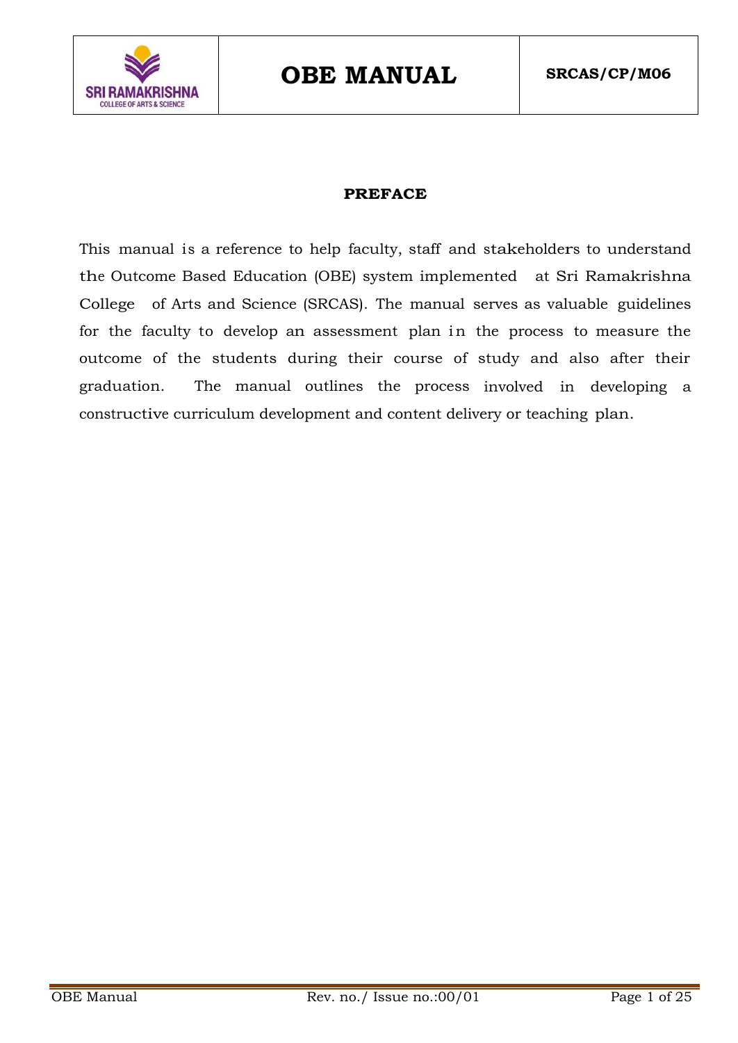## PREFACE

This manual is a reference to help faculty, staff and stakeholders to understand the Outcome Based Education (OBE) system implemented at Sri Ramakrishna College of Arts and Science (SRCAS). The manual serves as valuable guidelines for the faculty to develop an assessment plan in the process to measure the outcome of the students during their course of study and also after their graduation. The manual outlines the process involved in developing a constructive curriculum development and content delivery or teaching plan.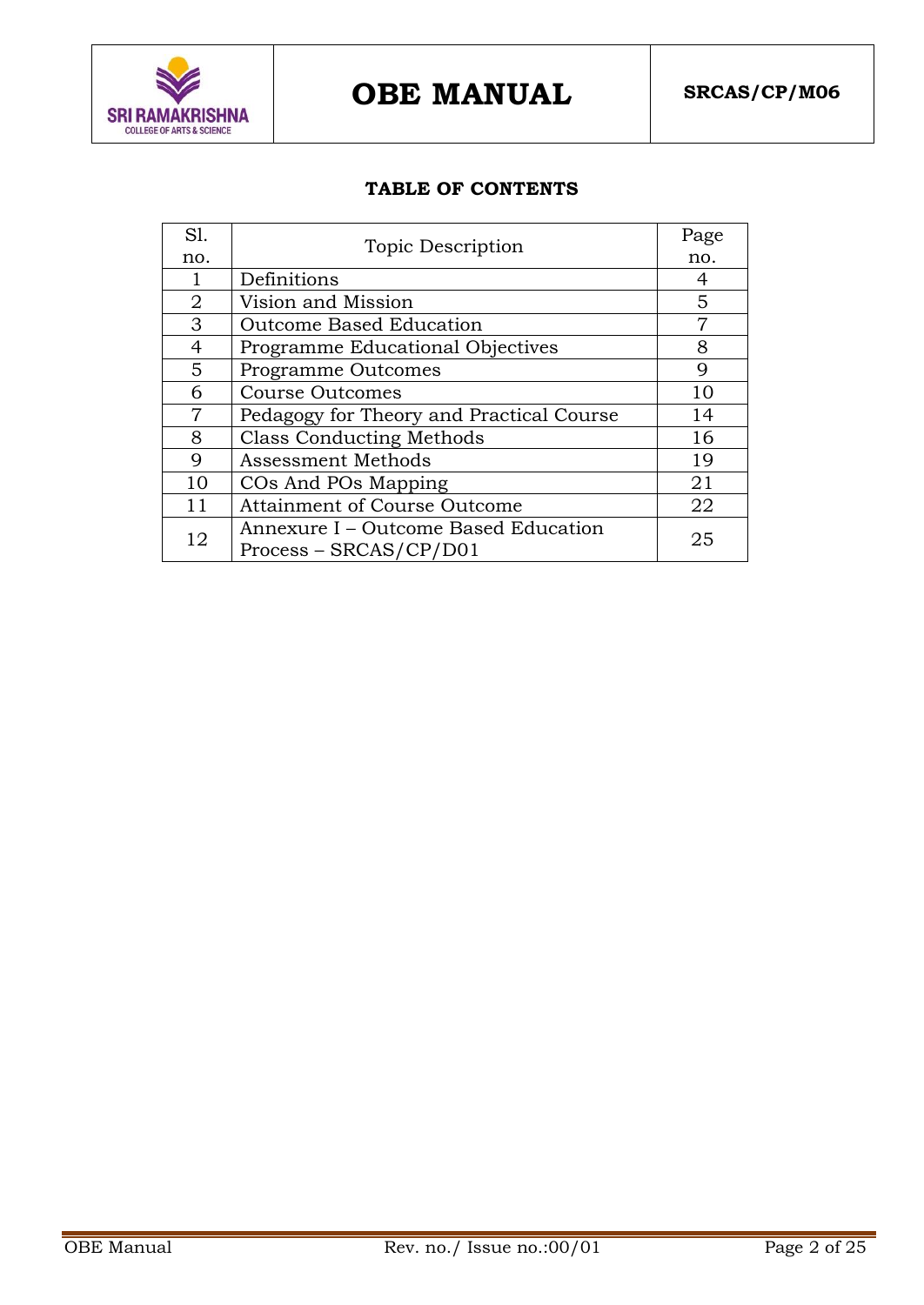## TABLE OF CONTENTS

| Sl. no. | Topic Description | Page no. |
|---|---|---|
| 1 | Definitions | 4 |
| 2 | Vision and Mission | 5 |
| 3 | Outcome Based Education | 7 |
| 4 | Programme Educational Objectives | 8 |
| 5 | Programme Outcomes | 9 |
| 6 | Course Outcomes | 10 |
| 7 | Pedagogy for Theory and Practical Course | 14 |
| 8 | Class Conducting Methods | 16 |
| 9 | Assessment Methods | 19 |
| 10 | COs And POs Mapping | 21 |
| 11 | Attainment of Course Outcome | 22 |
| 12 | Annexure I – Outcome Based Education Process – SRCAS/CP/D01 | 25 |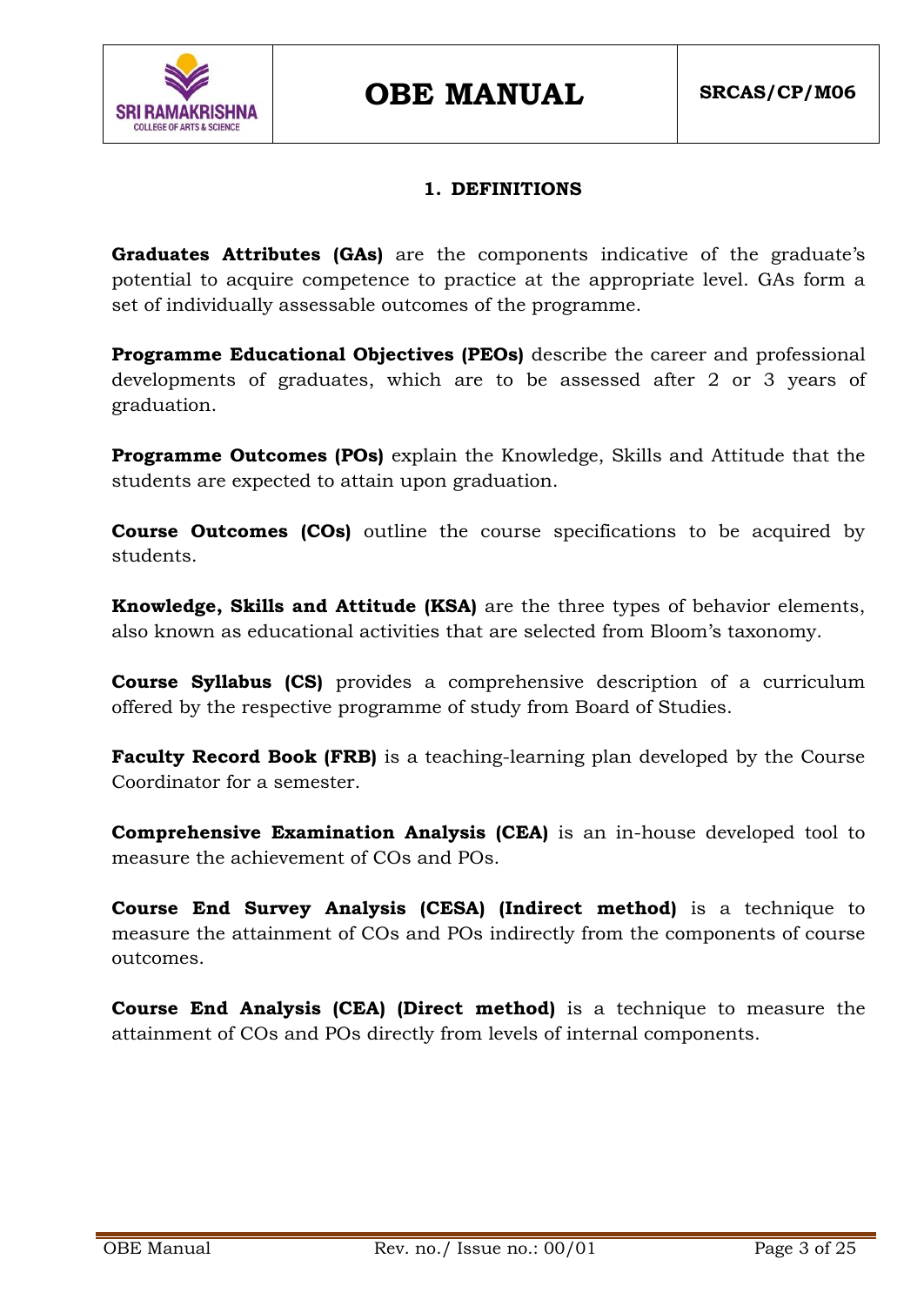## 1. DEFINITIONS

**Graduates Attributes (GAs)** are the components indicative of the graduate's potential to acquire competence to practice at the appropriate level. GAs form a set of individually assessable outcomes of the programme.

**Programme Educational Objectives (PEOs)** describe the career and professional developments of graduates, which are to be assessed after 2 or 3 years of graduation.

**Programme Outcomes (POs)** explain the Knowledge, Skills and Attitude that the students are expected to attain upon graduation.

**Course Outcomes (COs)** outline the course specifications to be acquired by students.

**Knowledge, Skills and Attitude (KSA)** are the three types of behavior elements, also known as educational activities that are selected from Bloom's taxonomy.

**Course Syllabus (CS)** provides a comprehensive description of a curriculum offered by the respective programme of study from Board of Studies.

**Faculty Record Book (FRB)** is a teaching-learning plan developed by the Course Coordinator for a semester.

**Comprehensive Examination Analysis (CEA)** is an in-house developed tool to measure the achievement of COs and POs.

**Course End Survey Analysis (CESA) (Indirect method)** is a technique to measure the attainment of COs and POs indirectly from the components of course outcomes.

**Course End Analysis (CEA) (Direct method)** is a technique to measure the attainment of COs and POs directly from levels of internal components.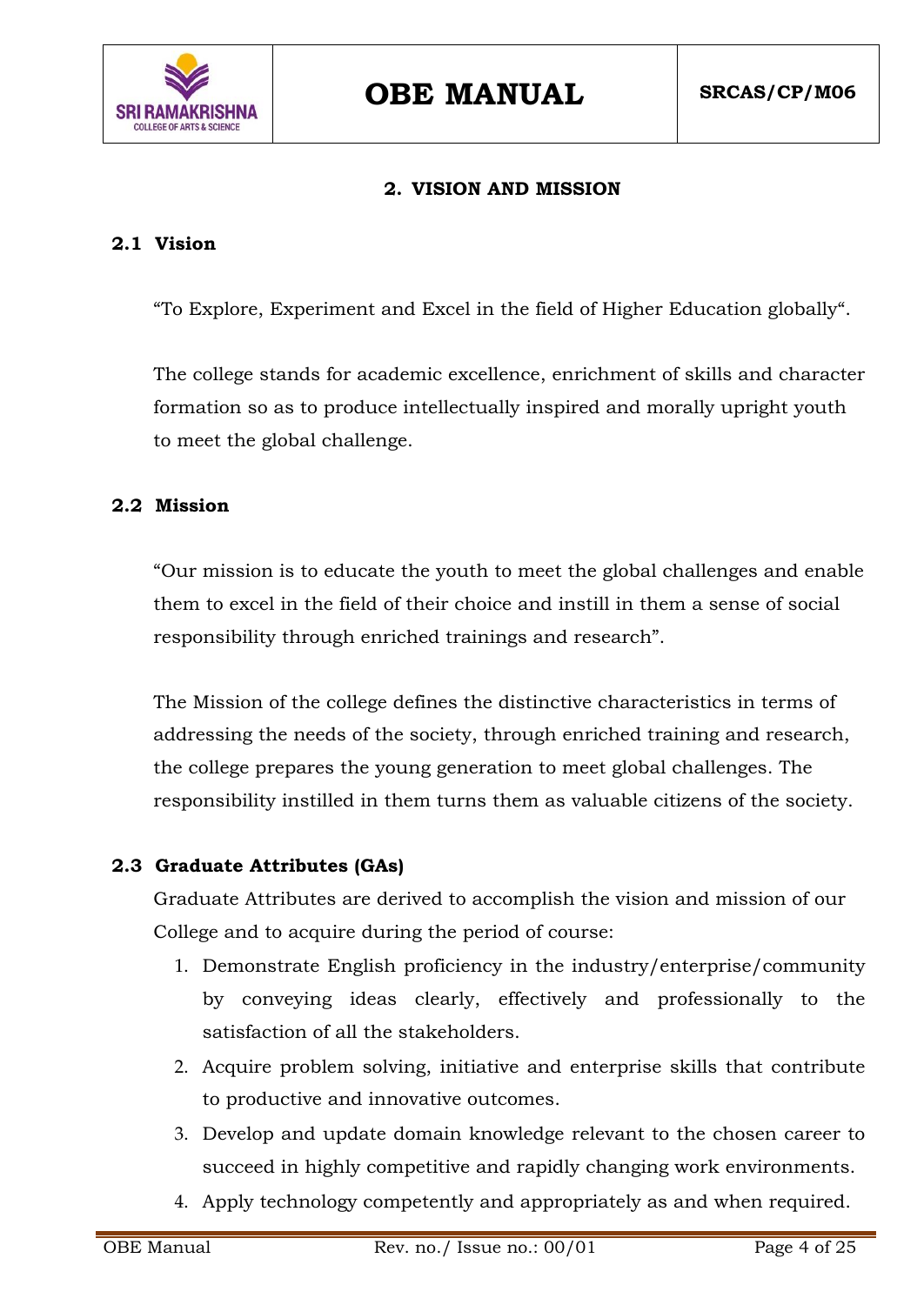## 2. VISION AND MISSION

### 2.1 Vision

"To Explore, Experiment and Excel in the field of Higher Education globally".

The college stands for academic excellence, enrichment of skills and character formation so as to produce intellectually inspired and morally upright youth to meet the global challenge.

### 2.2 Mission

"Our mission is to educate the youth to meet the global challenges and enable them to excel in the field of their choice and instill in them a sense of social responsibility through enriched trainings and research".

The Mission of the college defines the distinctive characteristics in terms of addressing the needs of the society, through enriched training and research, the college prepares the young generation to meet global challenges. The responsibility instilled in them turns them as valuable citizens of the society.

### 2.3 Graduate Attributes (GAs)

Graduate Attributes are derived to accomplish the vision and mission of our College and to acquire during the period of course:

1. Demonstrate English proficiency in the industry/enterprise/community by conveying ideas clearly, effectively and professionally to the satisfaction of all the stakeholders.
2. Acquire problem solving, initiative and enterprise skills that contribute to productive and innovative outcomes.
3. Develop and update domain knowledge relevant to the chosen career to succeed in highly competitive and rapidly changing work environments.
4. Apply technology competently and appropriately as and when required.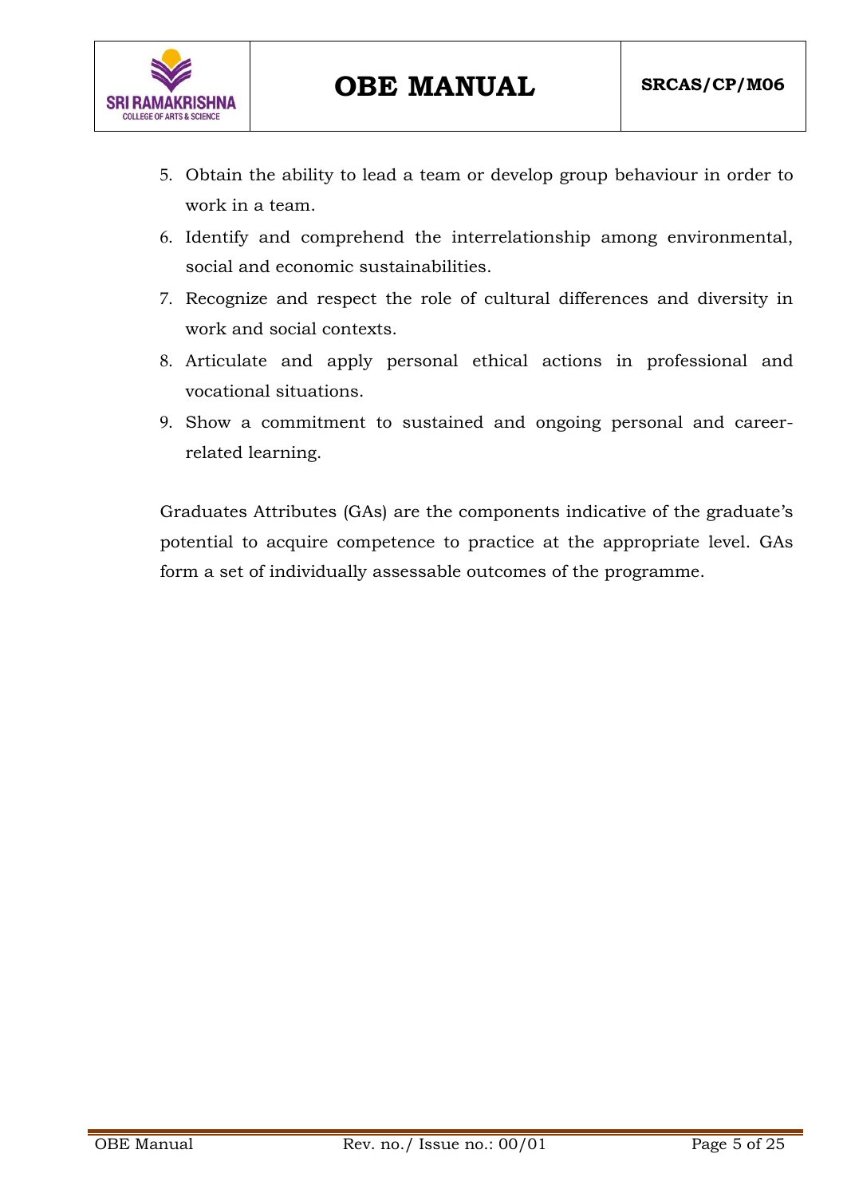5. Obtain the ability to lead a team or develop group behaviour in order to work in a team.
6. Identify and comprehend the interrelationship among environmental, social and economic sustainabilities.
7. Recognize and respect the role of cultural differences and diversity in work and social contexts.
8. Articulate and apply personal ethical actions in professional and vocational situations.
9. Show a commitment to sustained and ongoing personal and career-related learning.

Graduates Attributes (GAs) are the components indicative of the graduate's potential to acquire competence to practice at the appropriate level. GAs form a set of individually assessable outcomes of the programme.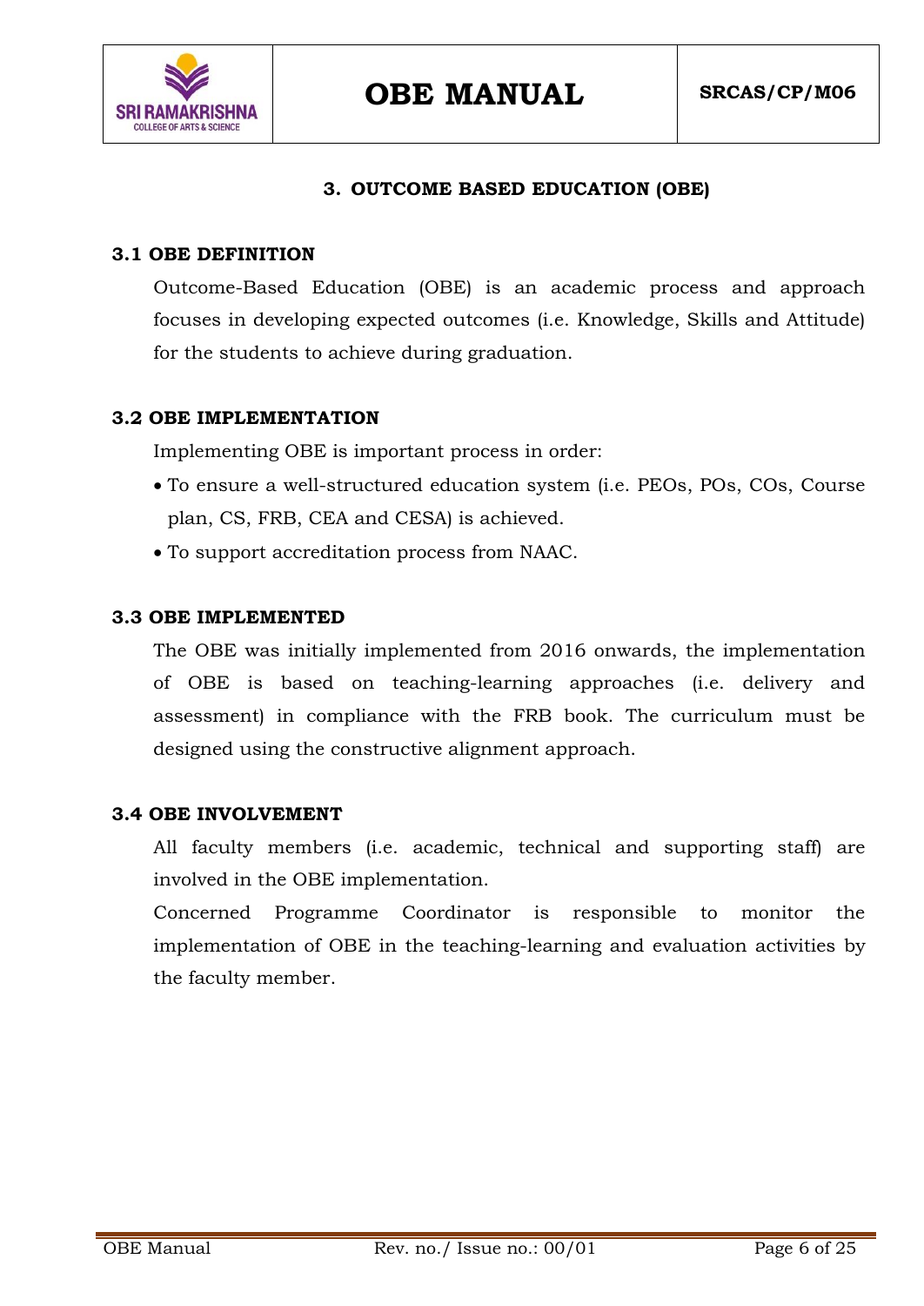## 3. OUTCOME BASED EDUCATION (OBE)

### 3.1 OBE DEFINITION

Outcome-Based Education (OBE) is an academic process and approach focuses in developing expected outcomes (i.e. Knowledge, Skills and Attitude) for the students to achieve during graduation.

### 3.2 OBE IMPLEMENTATION

Implementing OBE is important process in order:

- To ensure a well-structured education system (i.e. PEOs, POs, COs, Course plan, CS, FRB, CEA and CESA) is achieved.
- To support accreditation process from NAAC.

### 3.3 OBE IMPLEMENTED

The OBE was initially implemented from 2016 onwards, the implementation of OBE is based on teaching-learning approaches (i.e. delivery and assessment) in compliance with the FRB book. The curriculum must be designed using the constructive alignment approach.

### 3.4 OBE INVOLVEMENT

All faculty members (i.e. academic, technical and supporting staff) are involved in the OBE implementation.

Concerned Programme Coordinator is responsible to monitor the implementation of OBE in the teaching-learning and evaluation activities by the faculty member.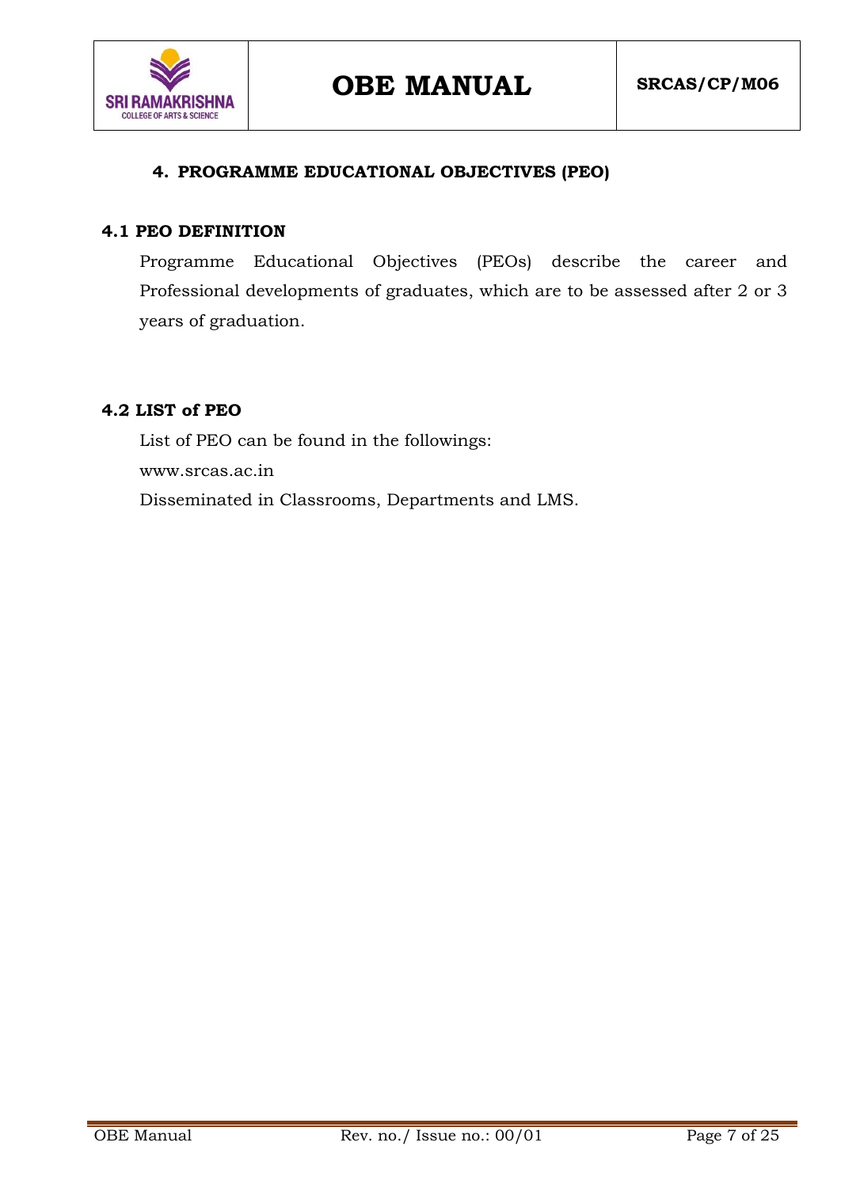## 4. PROGRAMME EDUCATIONAL OBJECTIVES (PEO)

### 4.1 PEO DEFINITION

Programme Educational Objectives (PEOs) describe the career and Professional developments of graduates, which are to be assessed after 2 or 3 years of graduation.

### 4.2 LIST of PEO

List of PEO can be found in the followings:

www.srcas.ac.in

Disseminated in Classrooms, Departments and LMS.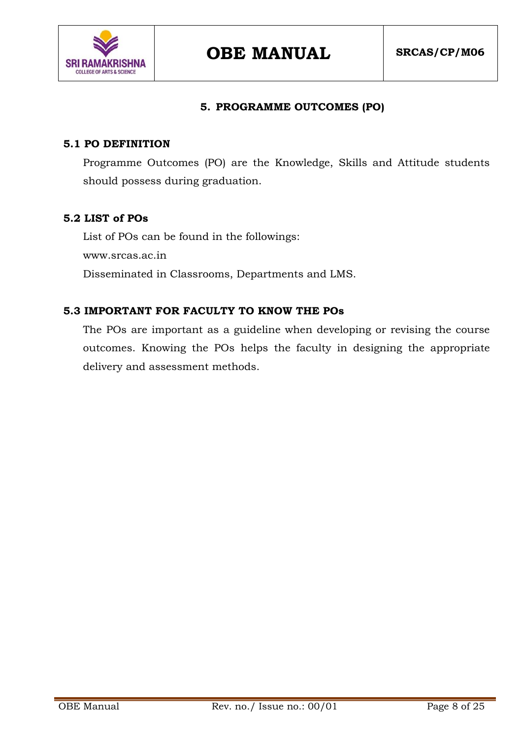## 5. PROGRAMME OUTCOMES (PO)

### 5.1 PO DEFINITION

Programme Outcomes (PO) are the Knowledge, Skills and Attitude students should possess during graduation.

### 5.2 LIST of POs

List of POs can be found in the followings:

www.srcas.ac.in

Disseminated in Classrooms, Departments and LMS.

### 5.3 IMPORTANT FOR FACULTY TO KNOW THE POs

The POs are important as a guideline when developing or revising the course outcomes. Knowing the POs helps the faculty in designing the appropriate delivery and assessment methods.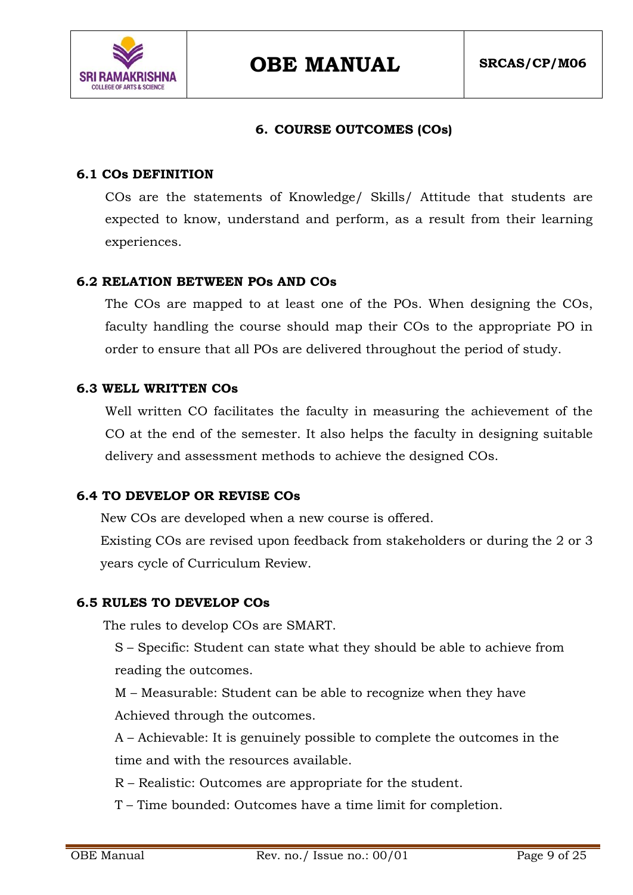## 6. COURSE OUTCOMES (COs)

### 6.1 COs DEFINITION

COs are the statements of Knowledge/ Skills/ Attitude that students are expected to know, understand and perform, as a result from their learning experiences.

### 6.2 RELATION BETWEEN POs AND COs

The COs are mapped to at least one of the POs. When designing the COs, faculty handling the course should map their COs to the appropriate PO in order to ensure that all POs are delivered throughout the period of study.

### 6.3 WELL WRITTEN COs

Well written CO facilitates the faculty in measuring the achievement of the CO at the end of the semester. It also helps the faculty in designing suitable delivery and assessment methods to achieve the designed COs.

### 6.4 TO DEVELOP OR REVISE COs

New COs are developed when a new course is offered.

Existing COs are revised upon feedback from stakeholders or during the 2 or 3 years cycle of Curriculum Review.

### 6.5 RULES TO DEVELOP COs

The rules to develop COs are SMART.

S – Specific: Student can state what they should be able to achieve from reading the outcomes.

M – Measurable: Student can be able to recognize when they have Achieved through the outcomes.

A – Achievable: It is genuinely possible to complete the outcomes in the time and with the resources available.

R – Realistic: Outcomes are appropriate for the student.

T – Time bounded: Outcomes have a time limit for completion.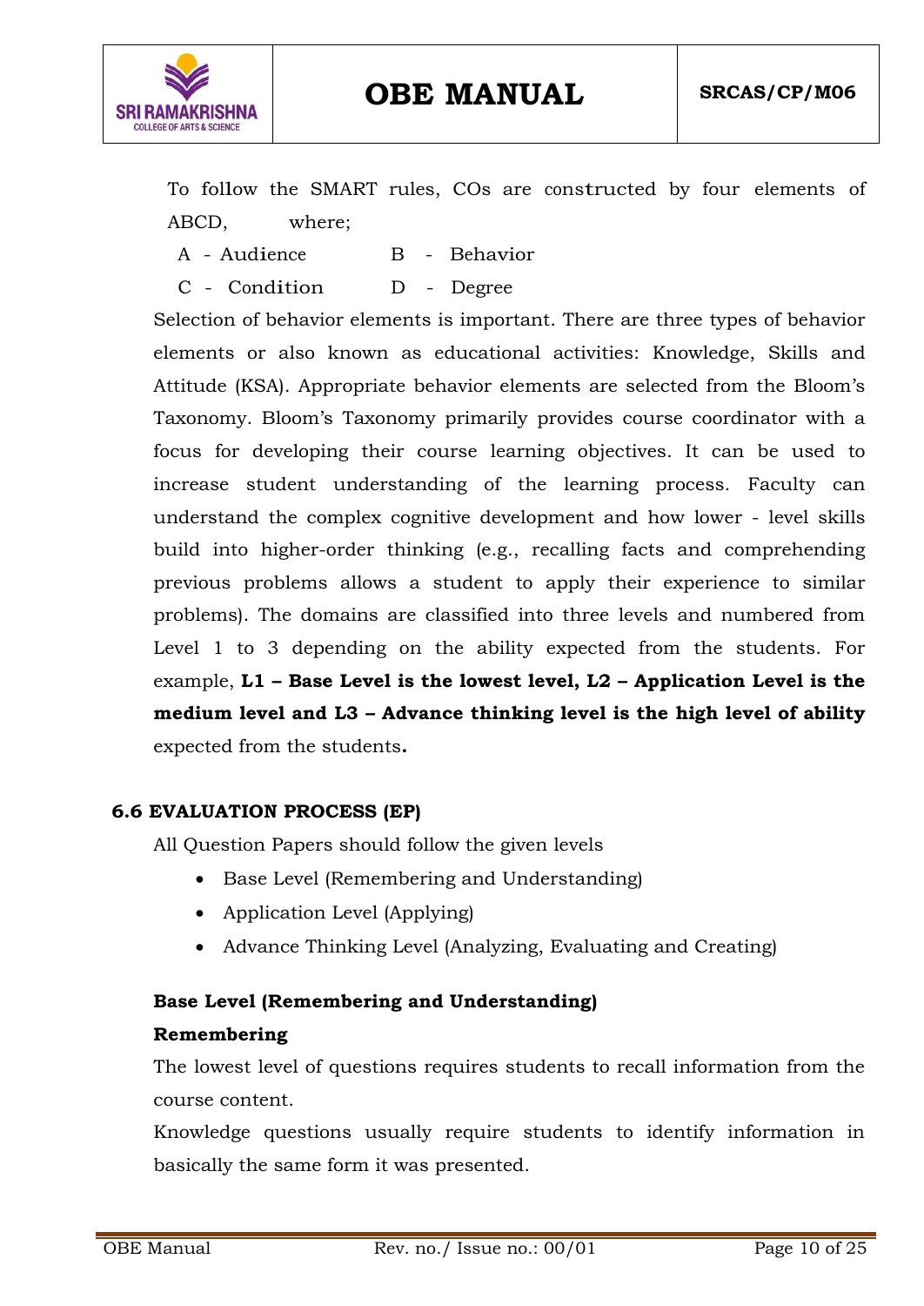To follow the SMART rules, COs are constructed by four elements of ABCD, where;

A - Audience B - Behavior

C - Condition D - Degree

Selection of behavior elements is important. There are three types of behavior elements or also known as educational activities: Knowledge, Skills and Attitude (KSA). Appropriate behavior elements are selected from the Bloom's Taxonomy. Bloom's Taxonomy primarily provides course coordinator with a focus for developing their course learning objectives. It can be used to increase student understanding of the learning process. Faculty can understand the complex cognitive development and how lower - level skills build into higher-order thinking (e.g., recalling facts and comprehending previous problems allows a student to apply their experience to similar problems). The domains are classified into three levels and numbered from Level 1 to 3 depending on the ability expected from the students. For example, **L1 – Base Level is the lowest level, L2 – Application Level is the medium level and L3 – Advance thinking level is the high level of ability** expected from the students**.**

## 6.6 EVALUATION PROCESS (EP)

All Question Papers should follow the given levels

- Base Level (Remembering and Understanding)
- Application Level (Applying)
- Advance Thinking Level (Analyzing, Evaluating and Creating)

### Base Level (Remembering and Understanding)

**Remembering**

The lowest level of questions requires students to recall information from the course content.

Knowledge questions usually require students to identify information in basically the same form it was presented.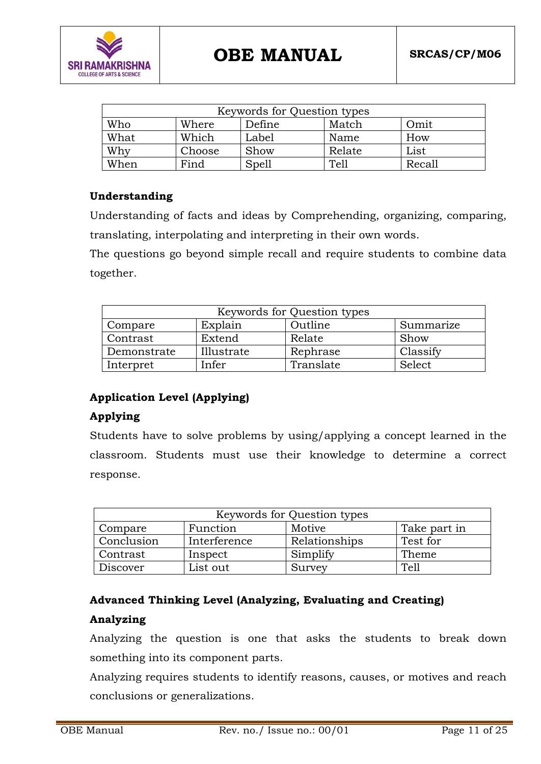| Keywords for Question types | | | | |
|---|---|---|---|---|
| Who | Where | Define | Match | Omit |
| What | Which | Label | Name | How |
| Why | Choose | Show | Relate | List |
| When | Find | Spell | Tell | Recall |

**Understanding**

Understanding of facts and ideas by Comprehending, organizing, comparing, translating, interpolating and interpreting in their own words.

The questions go beyond simple recall and require students to combine data together.

| Keywords for Question types | | | |
|---|---|---|---|
| Compare | Explain | Outline | Summarize |
| Contrast | Extend | Relate | Show |
| Demonstrate | Illustrate | Rephrase | Classify |
| Interpret | Infer | Translate | Select |

**Application Level (Applying)**

**Applying**

Students have to solve problems by using/applying a concept learned in the classroom. Students must use their knowledge to determine a correct response.

| Keywords for Question types | | | |
|---|---|---|---|
| Compare | Function | Motive | Take part in |
| Conclusion | Interference | Relationships | Test for |
| Contrast | Inspect | Simplify | Theme |
| Discover | List out | Survey | Tell |

**Advanced Thinking Level (Analyzing, Evaluating and Creating)**

**Analyzing**

Analyzing the question is one that asks the students to break down something into its component parts.

Analyzing requires students to identify reasons, causes, or motives and reach conclusions or generalizations.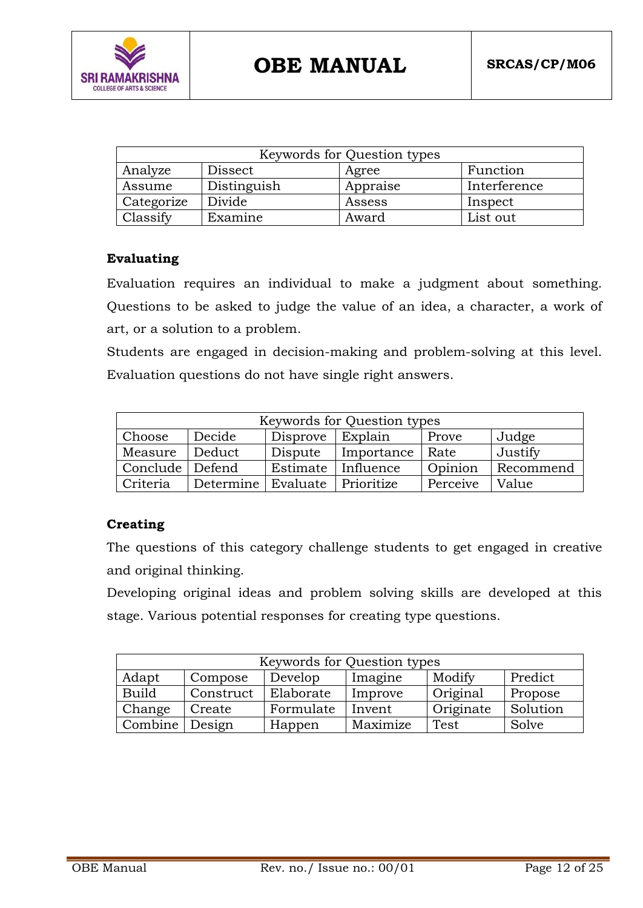| Keywords for Question types | | | |
|---|---|---|---|
| Analyze | Dissect | Agree | Function |
| Assume | Distinguish | Appraise | Interference |
| Categorize | Divide | Assess | Inspect |
| Classify | Examine | Award | List out |

**Evaluating**

Evaluation requires an individual to make a judgment about something. Questions to be asked to judge the value of an idea, a character, a work of art, or a solution to a problem.

Students are engaged in decision-making and problem-solving at this level. Evaluation questions do not have single right answers.

| Keywords for Question types | | | | | |
|---|---|---|---|---|---|
| Choose | Decide | Disprove | Explain | Prove | Judge |
| Measure | Deduct | Dispute | Importance | Rate | Justify |
| Conclude | Defend | Estimate | Influence | Opinion | Recommend |
| Criteria | Determine | Evaluate | Prioritize | Perceive | Value |

**Creating**

The questions of this category challenge students to get engaged in creative and original thinking.

Developing original ideas and problem solving skills are developed at this stage. Various potential responses for creating type questions.

| Keywords for Question types | | | | | |
|---|---|---|---|---|---|
| Adapt | Compose | Develop | Imagine | Modify | Predict |
| Build | Construct | Elaborate | Improve | Original | Propose |
| Change | Create | Formulate | Invent | Originate | Solution |
| Combine | Design | Happen | Maximize | Test | Solve |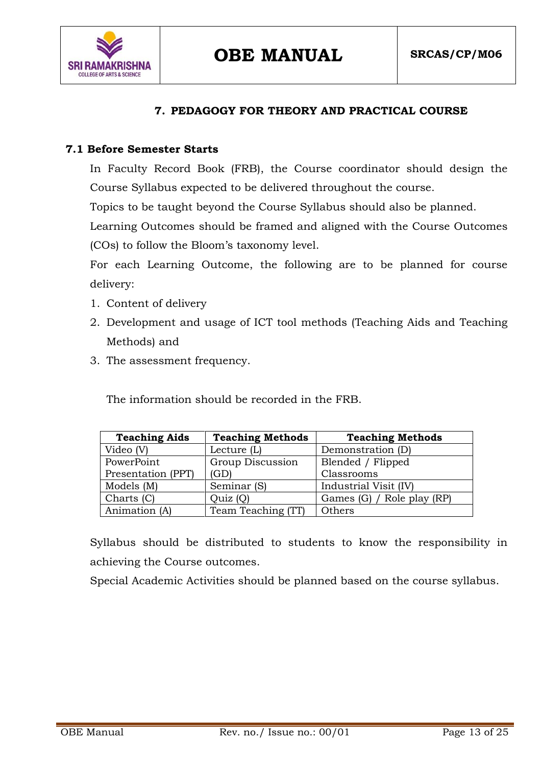## 7. PEDAGOGY FOR THEORY AND PRACTICAL COURSE

### 7.1 Before Semester Starts

In Faculty Record Book (FRB), the Course coordinator should design the Course Syllabus expected to be delivered throughout the course.

Topics to be taught beyond the Course Syllabus should also be planned.

Learning Outcomes should be framed and aligned with the Course Outcomes (COs) to follow the Bloom's taxonomy level.

For each Learning Outcome, the following are to be planned for course delivery:

1. Content of delivery
2. Development and usage of ICT tool methods (Teaching Aids and Teaching Methods) and
3. The assessment frequency.

The information should be recorded in the FRB.

| Teaching Aids | Teaching Methods | Teaching Methods |
|---|---|---|
| Video (V) | Lecture (L) | Demonstration (D) |
| PowerPoint Presentation (PPT) | Group Discussion (GD) | Blended / Flipped Classrooms |
| Models (M) | Seminar (S) | Industrial Visit (IV) |
| Charts (C) | Quiz (Q) | Games (G) / Role play (RP) |
| Animation (A) | Team Teaching (TT) | Others |

Syllabus should be distributed to students to know the responsibility in achieving the Course outcomes.

Special Academic Activities should be planned based on the course syllabus.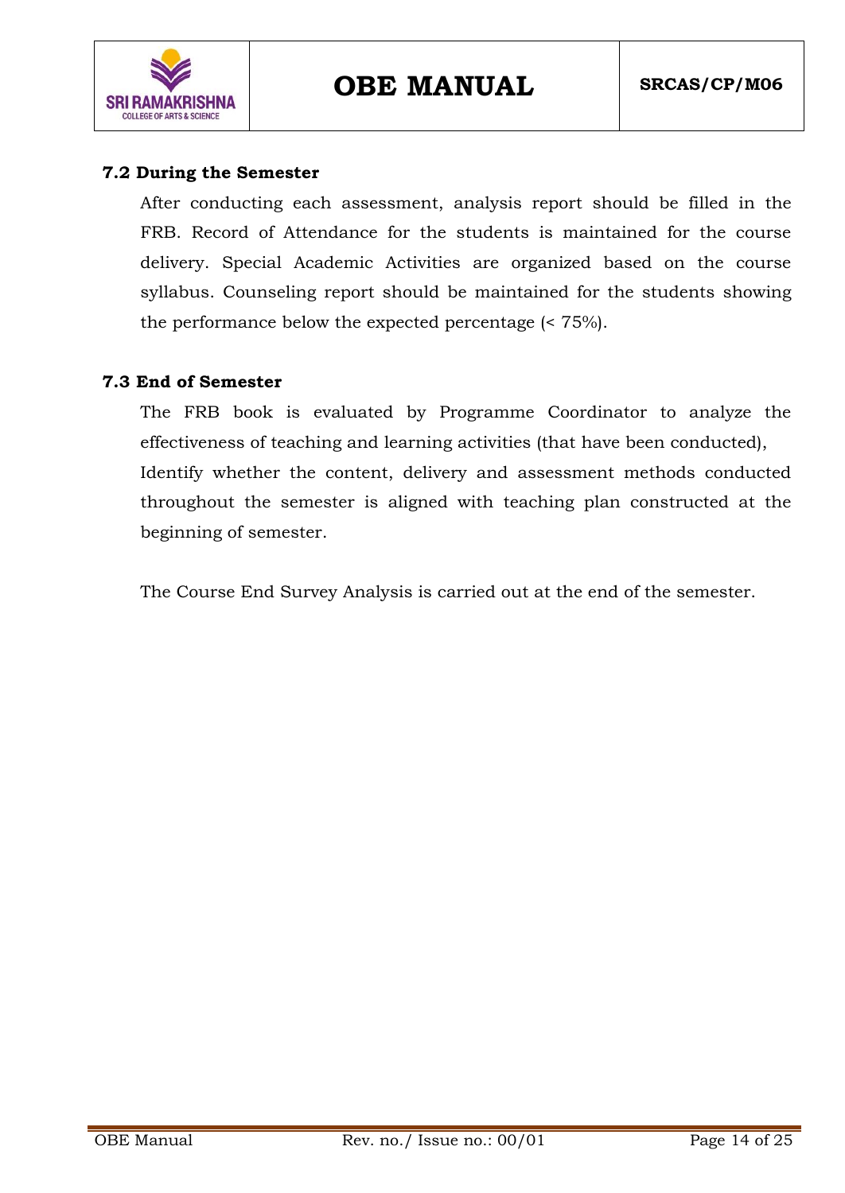### 7.2 During the Semester

After conducting each assessment, analysis report should be filled in the FRB. Record of Attendance for the students is maintained for the course delivery. Special Academic Activities are organized based on the course syllabus. Counseling report should be maintained for the students showing the performance below the expected percentage (< 75%).

### 7.3 End of Semester

The FRB book is evaluated by Programme Coordinator to analyze the effectiveness of teaching and learning activities (that have been conducted), Identify whether the content, delivery and assessment methods conducted throughout the semester is aligned with teaching plan constructed at the beginning of semester.

The Course End Survey Analysis is carried out at the end of the semester.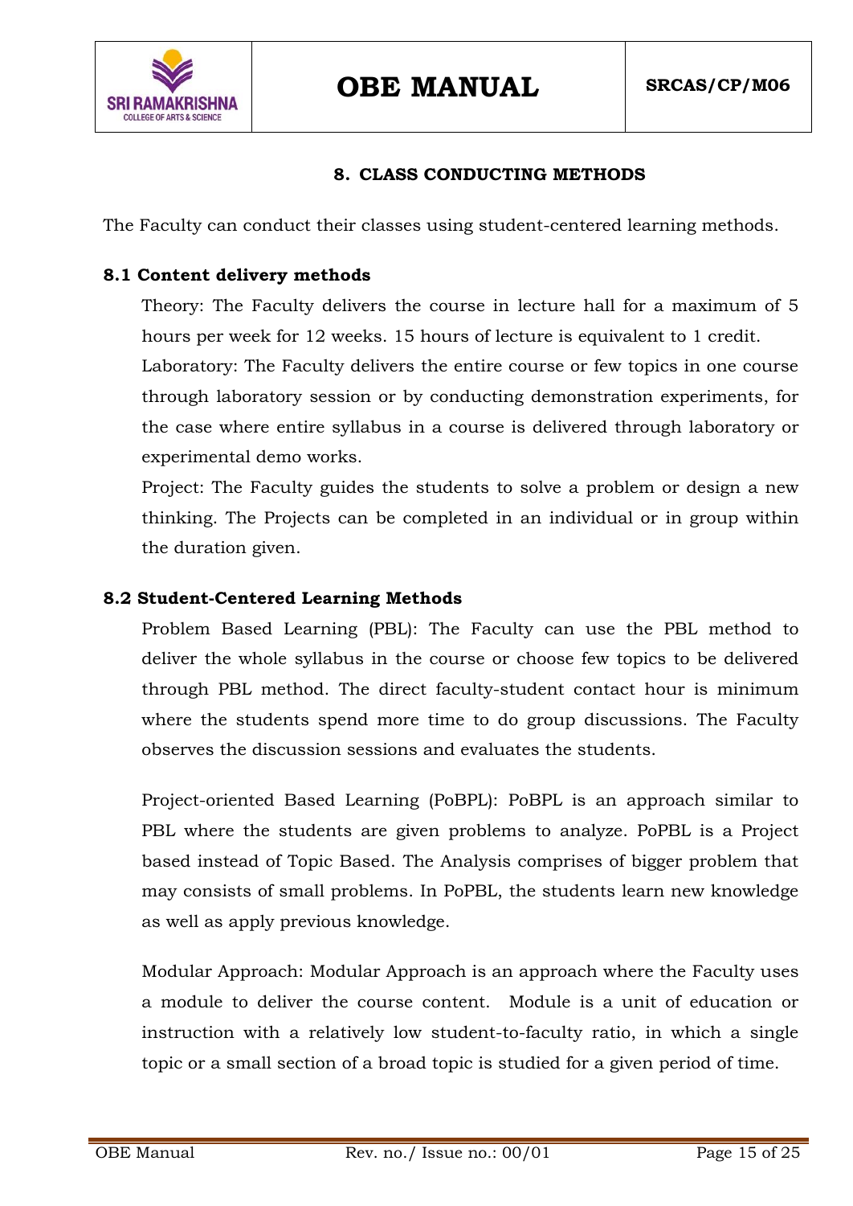## 8. CLASS CONDUCTING METHODS

The Faculty can conduct their classes using student-centered learning methods.

### 8.1 Content delivery methods

Theory: The Faculty delivers the course in lecture hall for a maximum of 5 hours per week for 12 weeks. 15 hours of lecture is equivalent to 1 credit.

Laboratory: The Faculty delivers the entire course or few topics in one course through laboratory session or by conducting demonstration experiments, for the case where entire syllabus in a course is delivered through laboratory or experimental demo works.

Project: The Faculty guides the students to solve a problem or design a new thinking. The Projects can be completed in an individual or in group within the duration given.

### 8.2 Student-Centered Learning Methods

Problem Based Learning (PBL): The Faculty can use the PBL method to deliver the whole syllabus in the course or choose few topics to be delivered through PBL method. The direct faculty-student contact hour is minimum where the students spend more time to do group discussions. The Faculty observes the discussion sessions and evaluates the students.

Project-oriented Based Learning (PoBPL): PoBPL is an approach similar to PBL where the students are given problems to analyze. PoPBL is a Project based instead of Topic Based. The Analysis comprises of bigger problem that may consists of small problems. In PoPBL, the students learn new knowledge as well as apply previous knowledge.

Modular Approach: Modular Approach is an approach where the Faculty uses a module to deliver the course content. Module is a unit of education or instruction with a relatively low student-to-faculty ratio, in which a single topic or a small section of a broad topic is studied for a given period of time.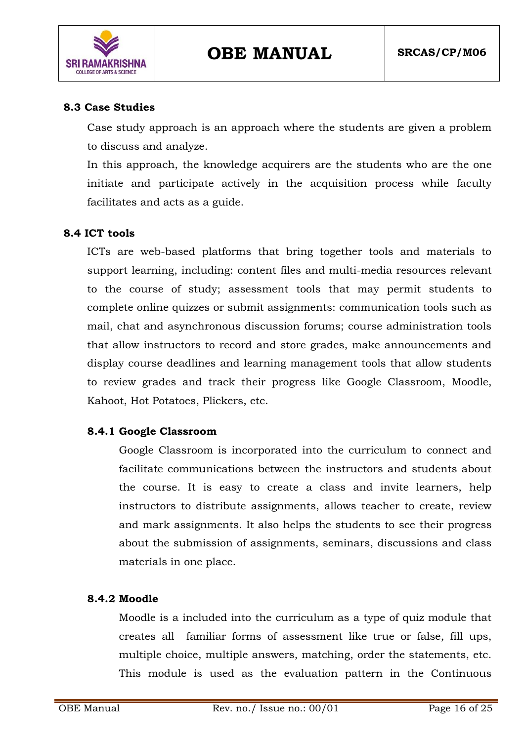### 8.3 Case Studies

Case study approach is an approach where the students are given a problem to discuss and analyze.

In this approach, the knowledge acquirers are the students who are the one initiate and participate actively in the acquisition process while faculty facilitates and acts as a guide.

### 8.4 ICT tools

ICTs are web-based platforms that bring together tools and materials to support learning, including: content files and multi-media resources relevant to the course of study; assessment tools that may permit students to complete online quizzes or submit assignments: communication tools such as mail, chat and asynchronous discussion forums; course administration tools that allow instructors to record and store grades, make announcements and display course deadlines and learning management tools that allow students to review grades and track their progress like Google Classroom, Moodle, Kahoot, Hot Potatoes, Plickers, etc.

#### 8.4.1 Google Classroom

Google Classroom is incorporated into the curriculum to connect and facilitate communications between the instructors and students about the course. It is easy to create a class and invite learners, help instructors to distribute assignments, allows teacher to create, review and mark assignments. It also helps the students to see their progress about the submission of assignments, seminars, discussions and class materials in one place.

#### 8.4.2 Moodle

Moodle is a included into the curriculum as a type of quiz module that creates all familiar forms of assessment like true or false, fill ups, multiple choice, multiple answers, matching, order the statements, etc. This module is used as the evaluation pattern in the Continuous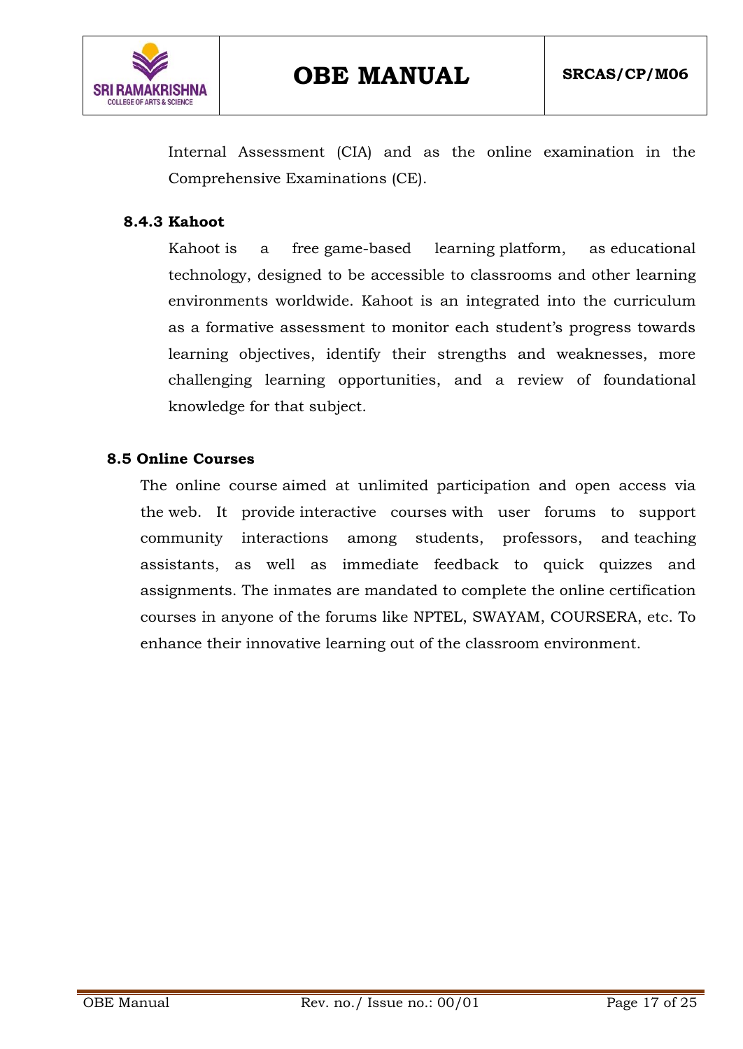Internal Assessment (CIA) and as the online examination in the Comprehensive Examinations (CE).

### 8.4.3 Kahoot

Kahoot is a free game-based learning platform, as educational technology, designed to be accessible to classrooms and other learning environments worldwide. Kahoot is an integrated into the curriculum as a formative assessment to monitor each student's progress towards learning objectives, identify their strengths and weaknesses, more challenging learning opportunities, and a review of foundational knowledge for that subject.

## 8.5 Online Courses

The online course aimed at unlimited participation and open access via the web. It provide interactive courses with user forums to support community interactions among students, professors, and teaching assistants, as well as immediate feedback to quick quizzes and assignments. The inmates are mandated to complete the online certification courses in anyone of the forums like NPTEL, SWAYAM, COURSERA, etc. To enhance their innovative learning out of the classroom environment.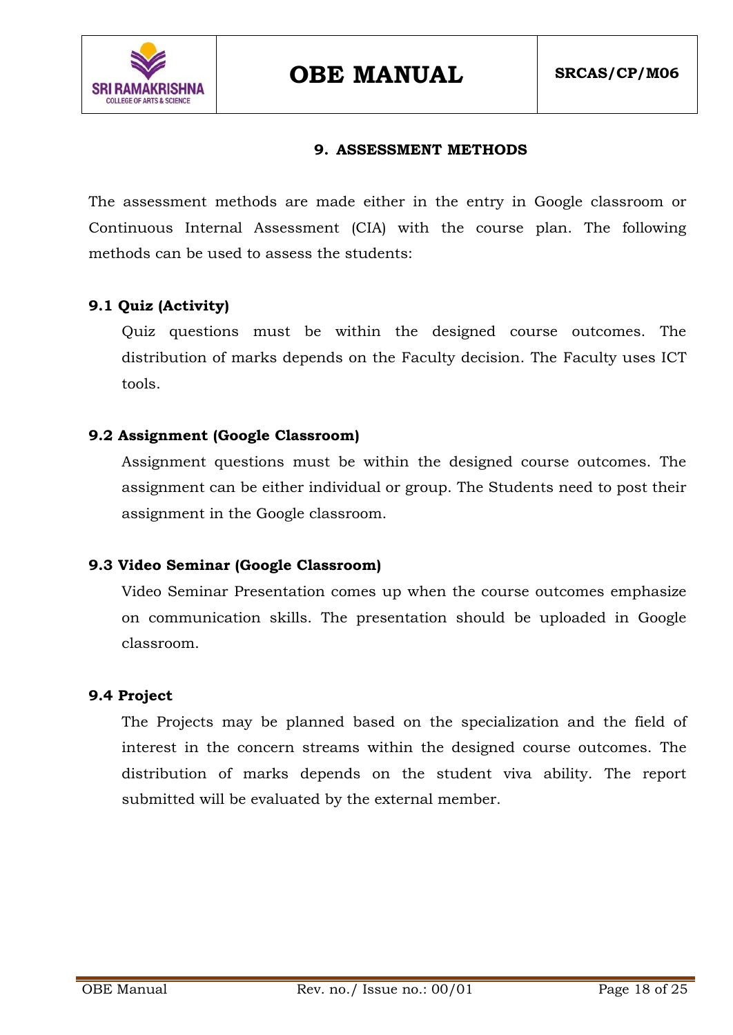## 9. ASSESSMENT METHODS

The assessment methods are made either in the entry in Google classroom or Continuous Internal Assessment (CIA) with the course plan. The following methods can be used to assess the students:

### 9.1 Quiz (Activity)

Quiz questions must be within the designed course outcomes. The distribution of marks depends on the Faculty decision. The Faculty uses ICT tools.

### 9.2 Assignment (Google Classroom)

Assignment questions must be within the designed course outcomes. The assignment can be either individual or group. The Students need to post their assignment in the Google classroom.

### 9.3 Video Seminar (Google Classroom)

Video Seminar Presentation comes up when the course outcomes emphasize on communication skills. The presentation should be uploaded in Google classroom.

### 9.4 Project

The Projects may be planned based on the specialization and the field of interest in the concern streams within the designed course outcomes. The distribution of marks depends on the student viva ability. The report submitted will be evaluated by the external member.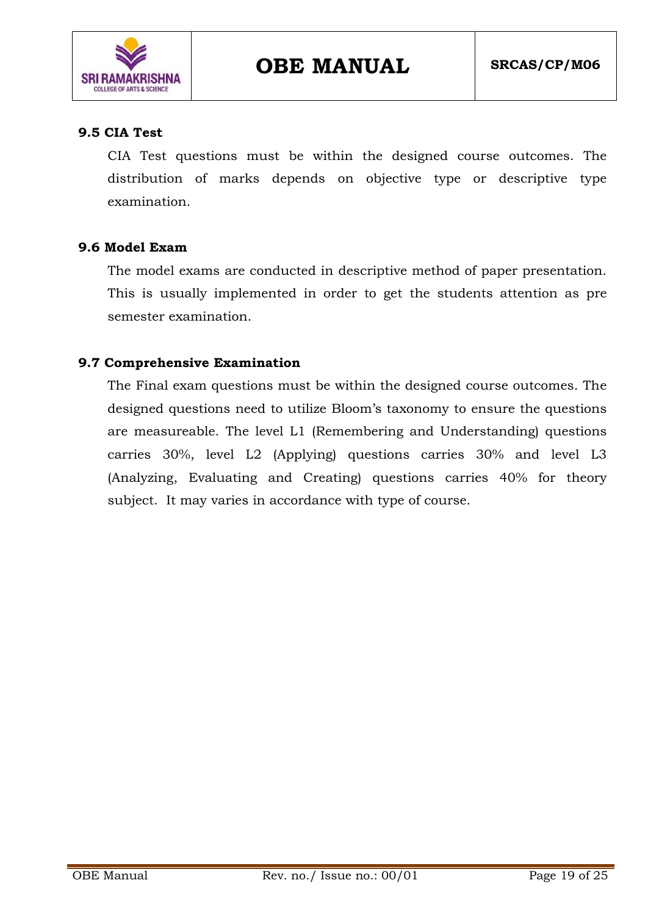### 9.5 CIA Test

CIA Test questions must be within the designed course outcomes. The distribution of marks depends on objective type or descriptive type examination.

### 9.6 Model Exam

The model exams are conducted in descriptive method of paper presentation. This is usually implemented in order to get the students attention as pre semester examination.

### 9.7 Comprehensive Examination

The Final exam questions must be within the designed course outcomes. The designed questions need to utilize Bloom's taxonomy to ensure the questions are measureable. The level L1 (Remembering and Understanding) questions carries 30%, level L2 (Applying) questions carries 30% and level L3 (Analyzing, Evaluating and Creating) questions carries 40% for theory subject. It may varies in accordance with type of course.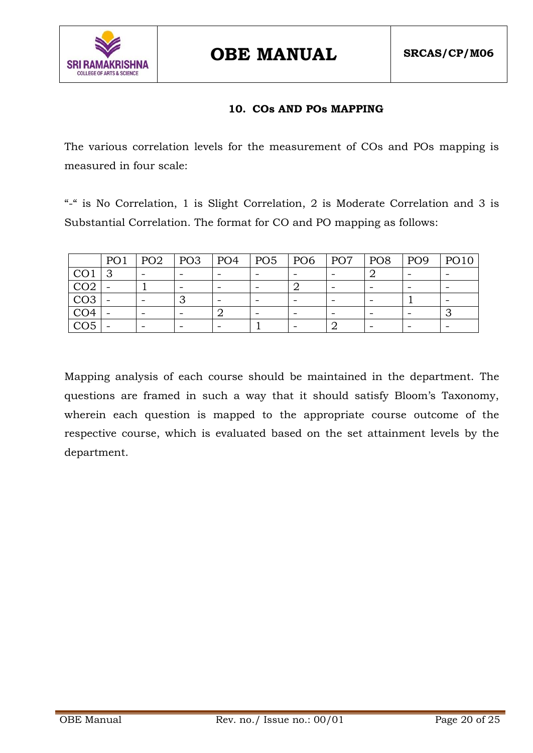### 10. COs AND POs MAPPING

The various correlation levels for the measurement of COs and POs mapping is measured in four scale:

"-" is No Correlation, 1 is Slight Correlation, 2 is Moderate Correlation and 3 is Substantial Correlation. The format for CO and PO mapping as follows:

| | PO1 | PO2 | PO3 | PO4 | PO5 | PO6 | PO7 | PO8 | PO9 | PO10 |
|---|---|---|---|---|---|---|---|---|---|---|
| CO1 | 3 | - | - | - | - | - | - | 2 | - | - |
| CO2 | - | 1 | - | - | - | 2 | - | - | - | - |
| CO3 | - | - | 3 | - | - | - | - | - | 1 | - |
| CO4 | - | - | - | 2 | - | - | - | - | - | 3 |
| CO5 | - | - | - | - | 1 | - | 2 | - | - | - |

Mapping analysis of each course should be maintained in the department. The questions are framed in such a way that it should satisfy Bloom's Taxonomy, wherein each question is mapped to the appropriate course outcome of the respective course, which is evaluated based on the set attainment levels by the department.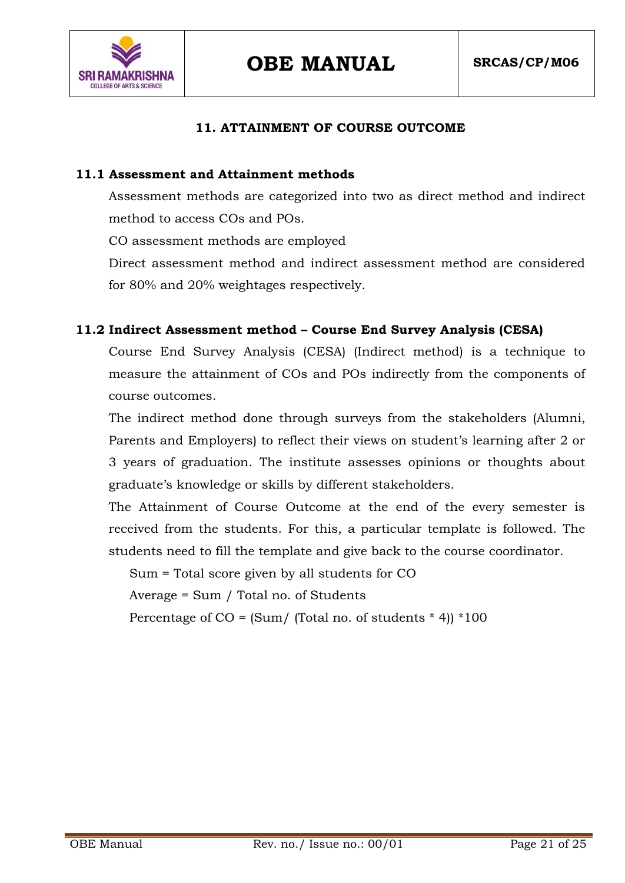## 11. ATTAINMENT OF COURSE OUTCOME

### 11.1 Assessment and Attainment methods

Assessment methods are categorized into two as direct method and indirect method to access COs and POs.

CO assessment methods are employed

Direct assessment method and indirect assessment method are considered for 80% and 20% weightages respectively.

### 11.2 Indirect Assessment method – Course End Survey Analysis (CESA)

Course End Survey Analysis (CESA) (Indirect method) is a technique to measure the attainment of COs and POs indirectly from the components of course outcomes.

The indirect method done through surveys from the stakeholders (Alumni, Parents and Employers) to reflect their views on student's learning after 2 or 3 years of graduation. The institute assesses opinions or thoughts about graduate's knowledge or skills by different stakeholders.

The Attainment of Course Outcome at the end of the every semester is received from the students. For this, a particular template is followed. The students need to fill the template and give back to the course coordinator.

Sum = Total score given by all students for CO

Average = Sum / Total no. of Students

Percentage of CO = (Sum/ (Total no. of students * 4)) *100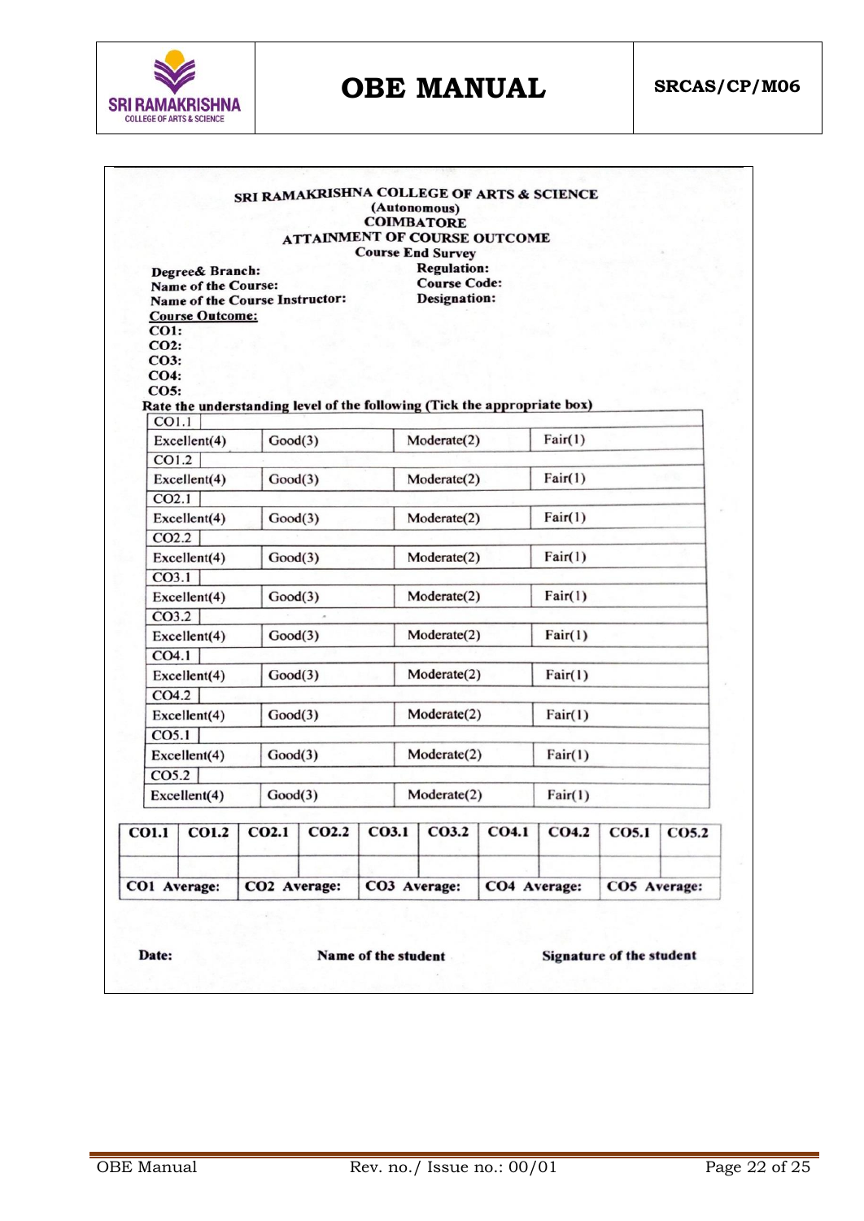**SRI RAMAKRISHNA COLLEGE OF ARTS & SCIENCE**
**(Autonomous)**
**COIMBATORE**
**ATTAINMENT OF COURSE OUTCOME**
**Course End Survey**

**Degree& Branch:** **Regulation:**
**Name of the Course:** **Course Code:**
**Name of the Course Instructor:** **Designation:**

**Course Outcome:**

**CO1:**
**CO2:**
**CO3:**
**CO4:**
**CO5:**

**Rate the understanding level of the following (Tick the appropriate box)**

| CO1.1 | | | |
|---|---|---|---|
| Excellent(4) | Good(3) | Moderate(2) | Fair(1) |
| CO1.2 | | | |
| Excellent(4) | Good(3) | Moderate(2) | Fair(1) |
| CO2.1 | | | |
| Excellent(4) | Good(3) | Moderate(2) | Fair(1) |
| CO2.2 | | | |
| Excellent(4) | Good(3) | Moderate(2) | Fair(1) |
| CO3.1 | | | |
| Excellent(4) | Good(3) | Moderate(2) | Fair(1) |
| CO3.2 | | | |
| Excellent(4) | Good(3) | Moderate(2) | Fair(1) |
| CO4.1 | | | |
| Excellent(4) | Good(3) | Moderate(2) | Fair(1) |
| CO4.2 | | | |
| Excellent(4) | Good(3) | Moderate(2) | Fair(1) |
| CO5.1 | | | |
| Excellent(4) | Good(3) | Moderate(2) | Fair(1) |
| CO5.2 | | | |
| Excellent(4) | Good(3) | Moderate(2) | Fair(1) |

| CO1.1 | CO1.2 | CO2.1 | CO2.2 | CO3.1 | CO3.2 | CO4.1 | CO4.2 | CO5.1 | CO5.2 |
|---|---|---|---|---|---|---|---|---|---|
| | | | | | | | | | |
| CO1 Average: | | CO2 Average: | | CO3 Average: | | CO4 Average: | | CO5 Average: | |

**Date:** **Name of the student** **Signature of the student**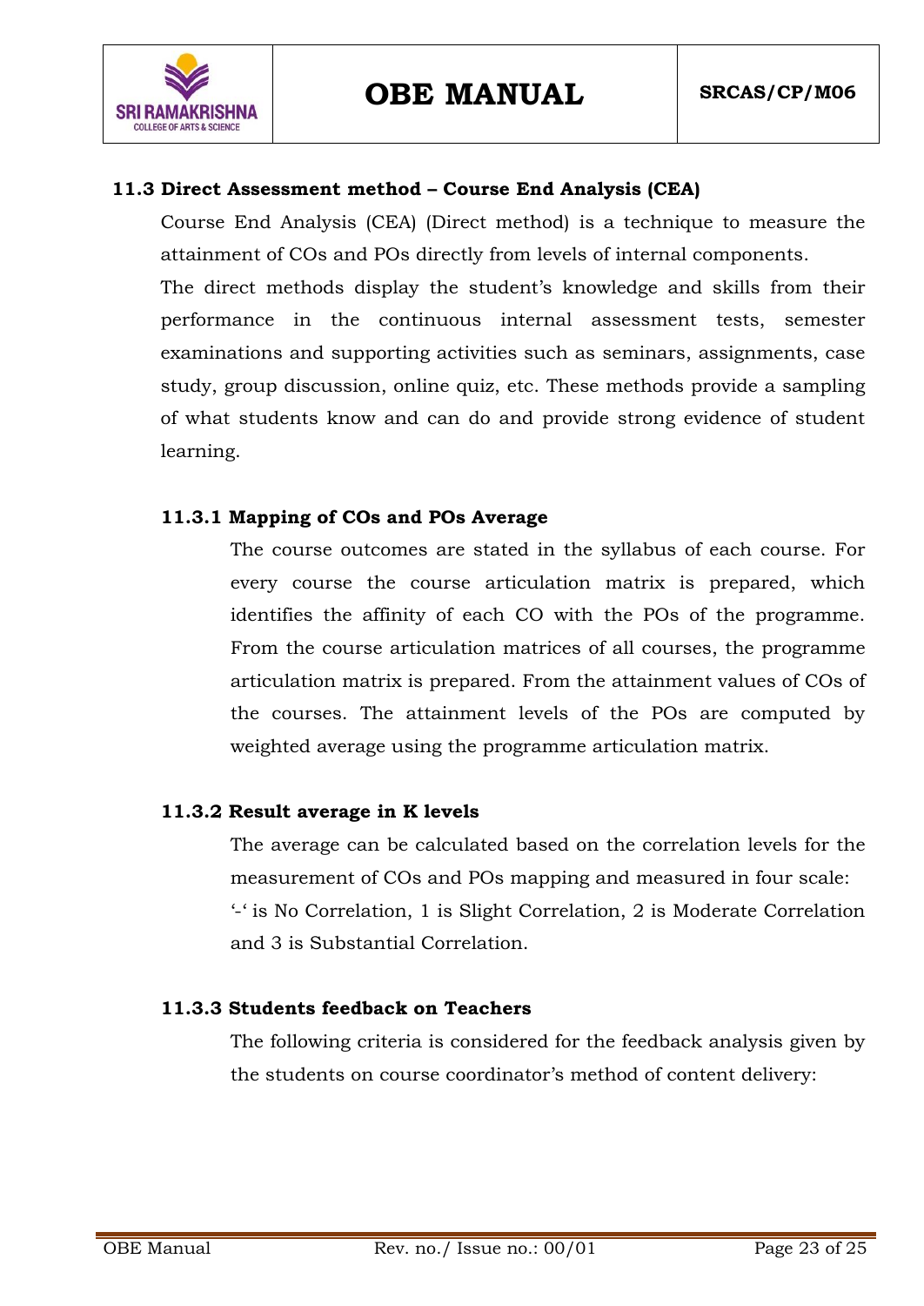### 11.3 Direct Assessment method – Course End Analysis (CEA)

Course End Analysis (CEA) (Direct method) is a technique to measure the attainment of COs and POs directly from levels of internal components.

The direct methods display the student's knowledge and skills from their performance in the continuous internal assessment tests, semester examinations and supporting activities such as seminars, assignments, case study, group discussion, online quiz, etc. These methods provide a sampling of what students know and can do and provide strong evidence of student learning.

#### 11.3.1 Mapping of COs and POs Average

The course outcomes are stated in the syllabus of each course. For every course the course articulation matrix is prepared, which identifies the affinity of each CO with the POs of the programme. From the course articulation matrices of all courses, the programme articulation matrix is prepared. From the attainment values of COs of the courses. The attainment levels of the POs are computed by weighted average using the programme articulation matrix.

#### 11.3.2 Result average in K levels

The average can be calculated based on the correlation levels for the measurement of COs and POs mapping and measured in four scale: '-' is No Correlation, 1 is Slight Correlation, 2 is Moderate Correlation and 3 is Substantial Correlation.

#### 11.3.3 Students feedback on Teachers

The following criteria is considered for the feedback analysis given by the students on course coordinator's method of content delivery: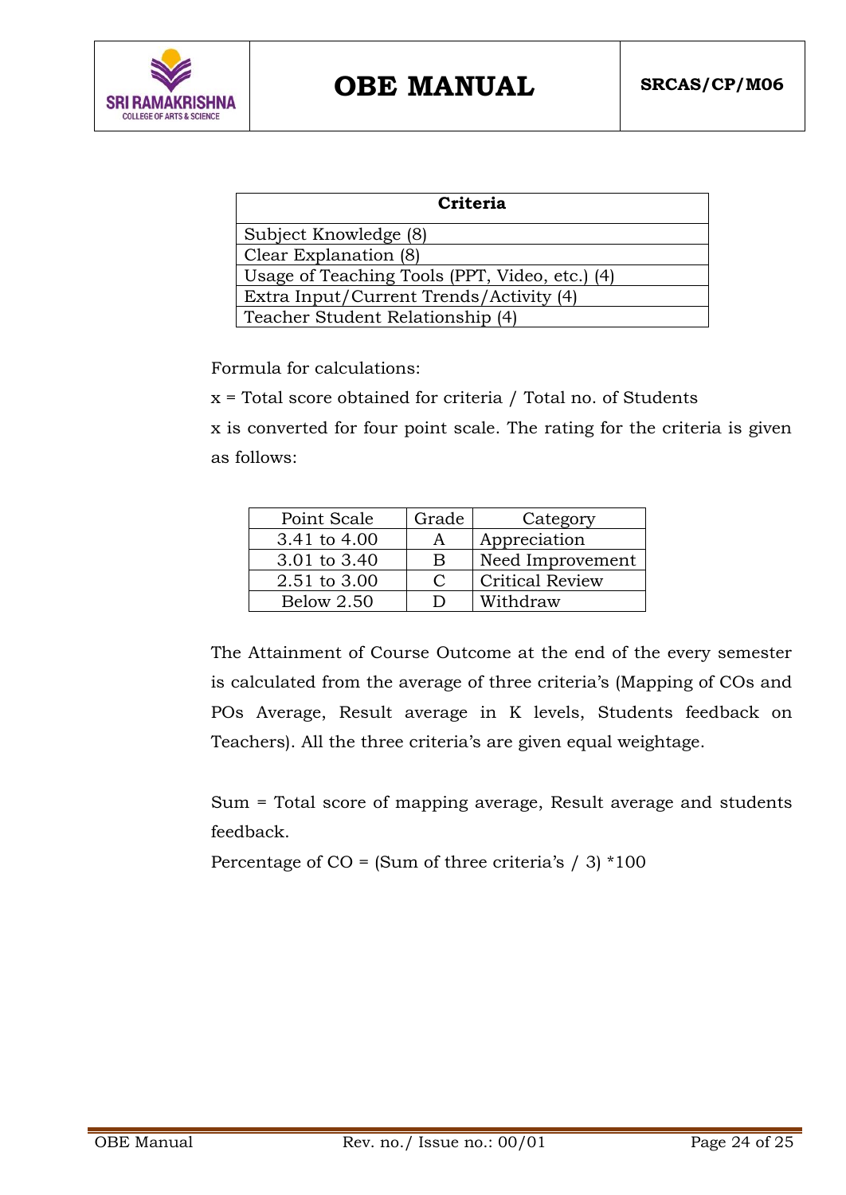| Criteria |
|---|
| Subject Knowledge (8) |
| Clear Explanation (8) |
| Usage of Teaching Tools (PPT, Video, etc.) (4) |
| Extra Input/Current Trends/Activity (4) |
| Teacher Student Relationship (4) |

Formula for calculations:

x = Total score obtained for criteria / Total no. of Students

x is converted for four point scale. The rating for the criteria is given as follows:

| Point Scale | Grade | Category |
|---|---|---|
| 3.41 to 4.00 | A | Appreciation |
| 3.01 to 3.40 | B | Need Improvement |
| 2.51 to 3.00 | C | Critical Review |
| Below 2.50 | D | Withdraw |

The Attainment of Course Outcome at the end of the every semester is calculated from the average of three criteria's (Mapping of COs and POs Average, Result average in K levels, Students feedback on Teachers). All the three criteria's are given equal weightage.

Sum = Total score of mapping average, Result average and students feedback.

Percentage of CO = (Sum of three criteria's / 3) *100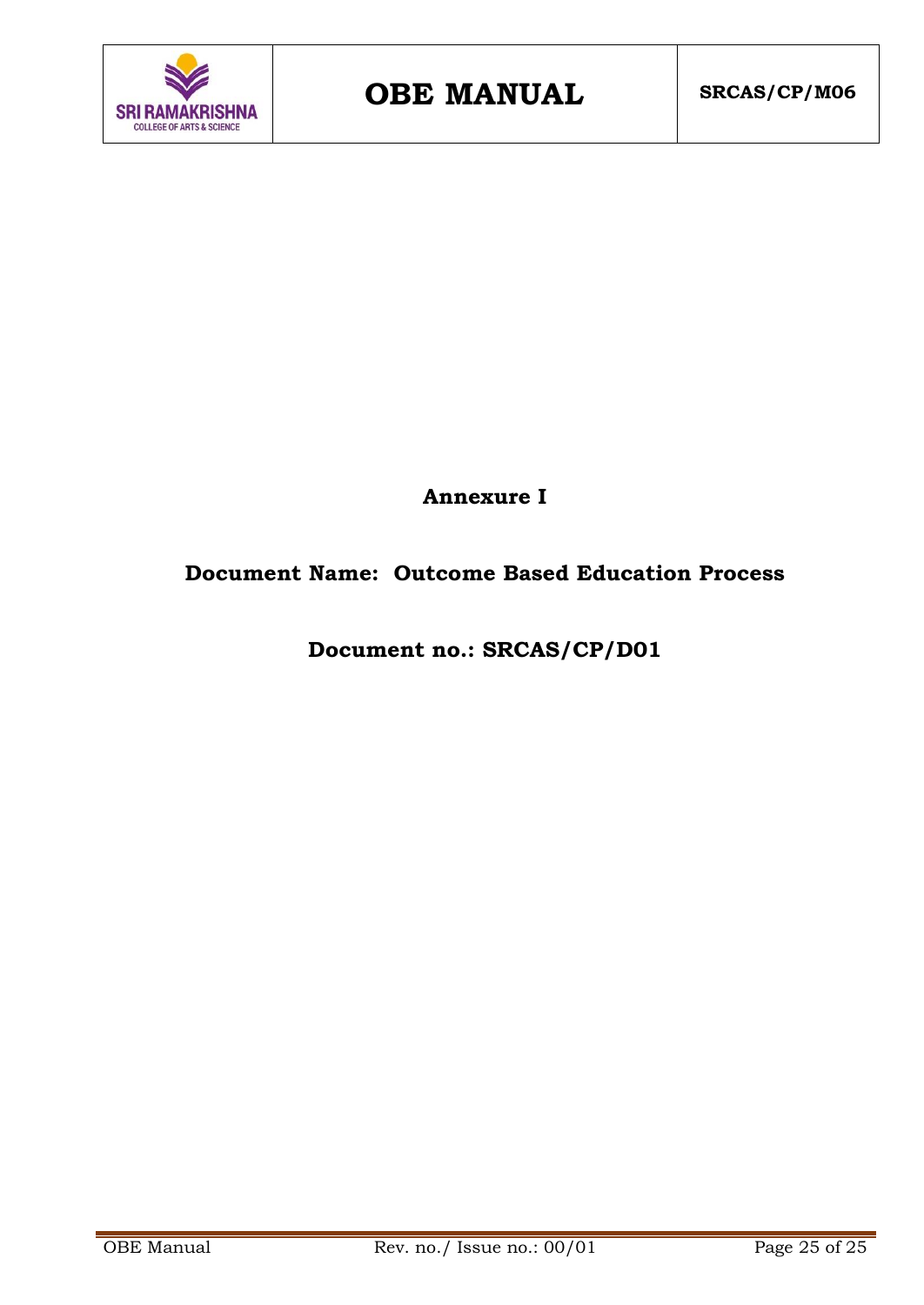**Annexure I**

**Document Name: Outcome Based Education Process**

**Document no.: SRCAS/CP/D01**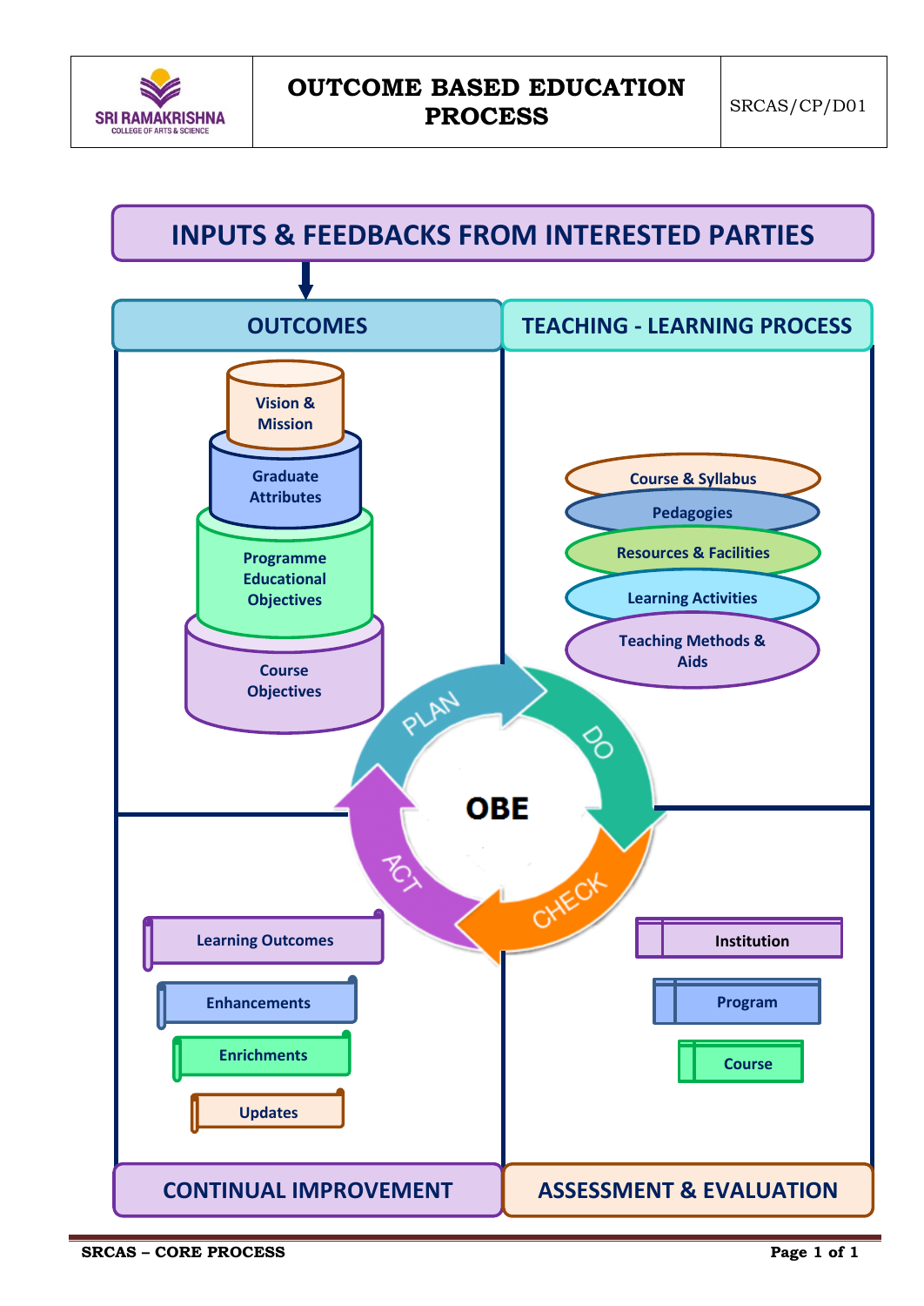# OUTCOME BASED EDUCATION PROCESS

SRCAS/CP/D01

## INPUTS & FEEDBACKS FROM INTERESTED PARTIES

### OUTCOMES

Vision & Mission

Graduate Attributes

Programme Educational Objectives

Course Objectives

### TEACHING - LEARNING PROCESS

Course & Syllabus

Pedagogies

Resources & Facilities

Learning Activities

Teaching Methods & Aids

PLAN

DO

CHECK

ACT

OBE

### CONTINUAL IMPROVEMENT

Learning Outcomes

Enhancements

Enrichments

Updates

### ASSESSMENT & EVALUATION

Institution

Program

Course

SRCAS – CORE PROCESS